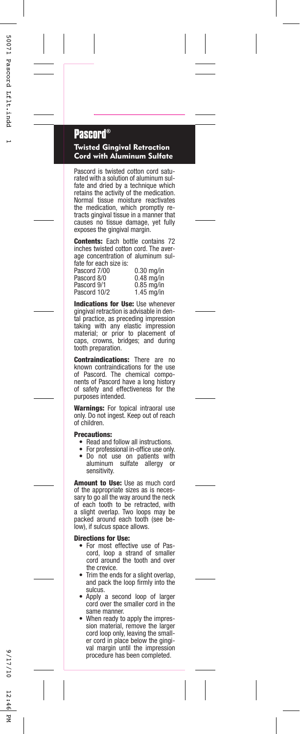# Pascord®

## Twisted Gingival Retraction Cord with Aluminum Sulfate

Pascord is twisted cotton cord saturated with a solution of aluminum sulfate and dried by a technique which retains the activity of the medication. Normal tissue moisture reactivates the medication, which promptly retracts gingival tissue in a manner that causes no tissue damage, yet fully exposes the gingival margin.

**Contents:** Each bottle contains 72 inches twisted cotton cord. The average concentration of aluminum sulfate for each size is:

| | |
|---|---|
| Pascord 7/00 | 0.30 mg/in |
| Pascord 8/0 | 0.48 mg/in |
| Pascord 9/1 | 0.85 mg/in |
| Pascord 10/2 | 1.45 mg/in |

**Indications for Use:** Use whenever gingival retraction is advisable in dental practice, as preceding impression taking with any elastic impression material; or prior to placement of caps, crowns, bridges; and during tooth preparation.

**Contraindications:** There are no known contraindications for the use of Pascord. The chemical components of Pascord have a long history of safety and effectiveness for the purposes intended.

**Warnings:** For topical intraoral use only. Do not ingest. Keep out of reach of children.

**Precautions:**

- Read and follow all instructions.
- For professional in-office use only.
- Do not use on patients with aluminum sulfate allergy or sensitivity.

**Amount to Use:** Use as much cord of the appropriate sizes as is necessary to go all the way around the neck of each tooth to be retracted, with a slight overlap. Two loops may be packed around each tooth (see below), if sulcus space allows.

**Directions for Use:**

- For most effective use of Pascord, loop a strand of smaller cord around the tooth and over the crevice.
- Trim the ends for a slight overlap, and pack the loop firmly into the sulcus.
- Apply a second loop of larger cord over the smaller cord in the same manner.
- When ready to apply the impression material, remove the larger cord loop only, leaving the smaller cord in place below the gingival margin until the impression procedure has been completed.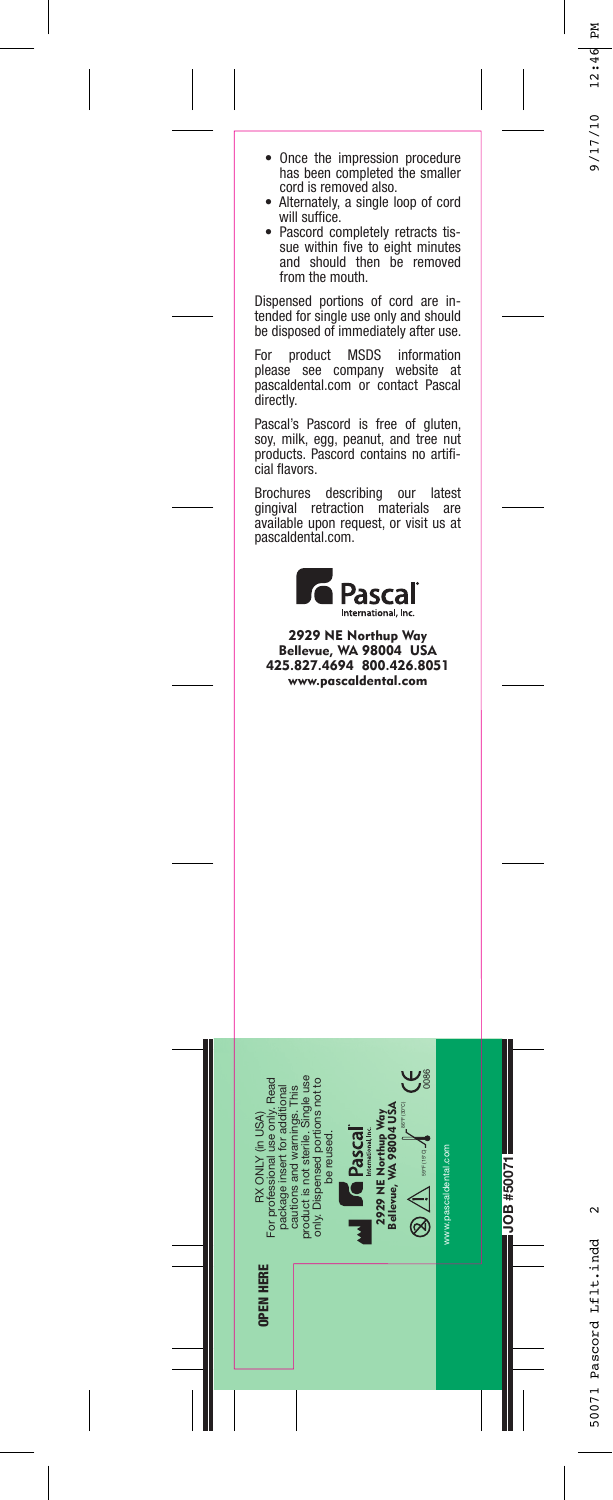- Once the impression procedure has been completed the smaller cord is removed also.
- Alternately, a single loop of cord will suffice.
- Pascord completely retracts tissue within five to eight minutes and should then be removed from the mouth.

Dispensed portions of cord are intended for single use only and should be disposed of immediately after use.

For product MSDS information please see company website at pascaldental.com or contact Pascal directly.

Pascal's Pascord is free of gluten, soy, milk, egg, peanut, and tree nut products. Pascord contains no artificial flavors.

Brochures describing our latest gingival retraction materials are available upon request, or visit us at pascaldental.com.

**Pascal** International, Inc.

**2929 NE Northup Way**
**Bellevue, WA 98004 USA**
**425.827.4694 800.426.8051**
**www.pascaldental.com**

**OPEN HERE**

RX ONLY (in USA)
For professional use only. Read package insert for additional cautions and warnings. This product is not sterile. Single use only. Dispensed portions not to be reused.

**Pascal** International, Inc.
**2929 NE Northup Way**
**Bellevue, WA 98004 USA**

0086

www.pascaldental.com